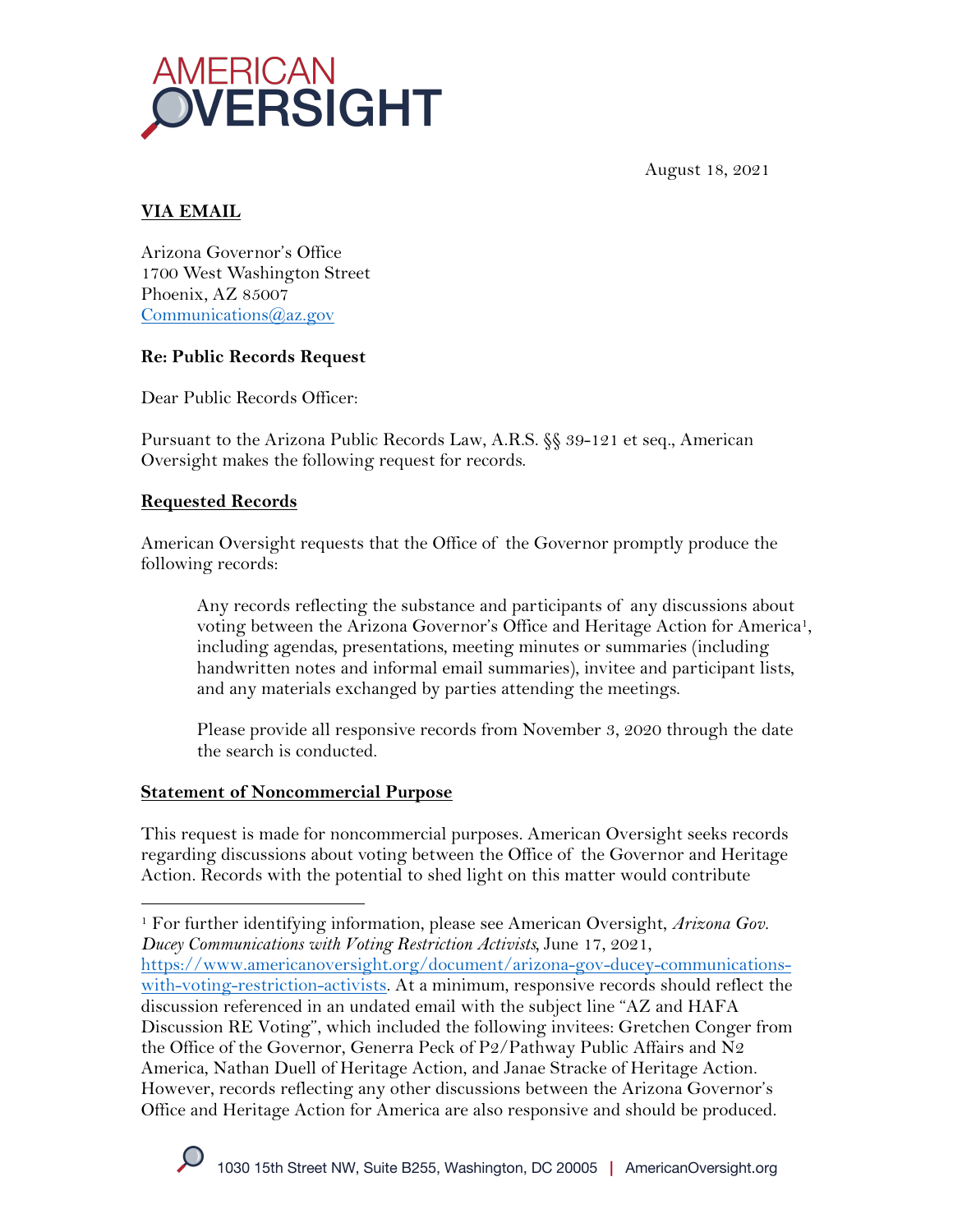AMERICAN OVERSIGHT

August 18, 2021

**VIA EMAIL**

Arizona Governor's Office
1700 West Washington Street
Phoenix, AZ 85007
Communications@az.gov

**Re: Public Records Request**

Dear Public Records Officer:

Pursuant to the Arizona Public Records Law, A.R.S. §§ 39-121 et seq., American Oversight makes the following request for records.

**Requested Records**

American Oversight requests that the Office of the Governor promptly produce the following records:

> Any records reflecting the substance and participants of any discussions about voting between the Arizona Governor's Office and Heritage Action for America[1], including agendas, presentations, meeting minutes or summaries (including handwritten notes and informal email summaries), invitee and participant lists, and any materials exchanged by parties attending the meetings.
>
> Please provide all responsive records from November 3, 2020 through the date the search is conducted.

**Statement of Noncommercial Purpose**

This request is made for noncommercial purposes. American Oversight seeks records regarding discussions about voting between the Office of the Governor and Heritage Action. Records with the potential to shed light on this matter would contribute

---

[1] For further identifying information, please see American Oversight, *Arizona Gov. Ducey Communications with Voting Restriction Activists*, June 17, 2021, https://www.americanoversight.org/document/arizona-gov-ducey-communications-with-voting-restriction-activists. At a minimum, responsive records should reflect the discussion referenced in an undated email with the subject line "AZ and HAFA Discussion RE Voting", which included the following invitees: Gretchen Conger from the Office of the Governor, Generra Peck of P2/Pathway Public Affairs and N2 America, Nathan Duell of Heritage Action, and Janae Stracke of Heritage Action. However, records reflecting any other discussions between the Arizona Governor's Office and Heritage Action for America are also responsive and should be produced.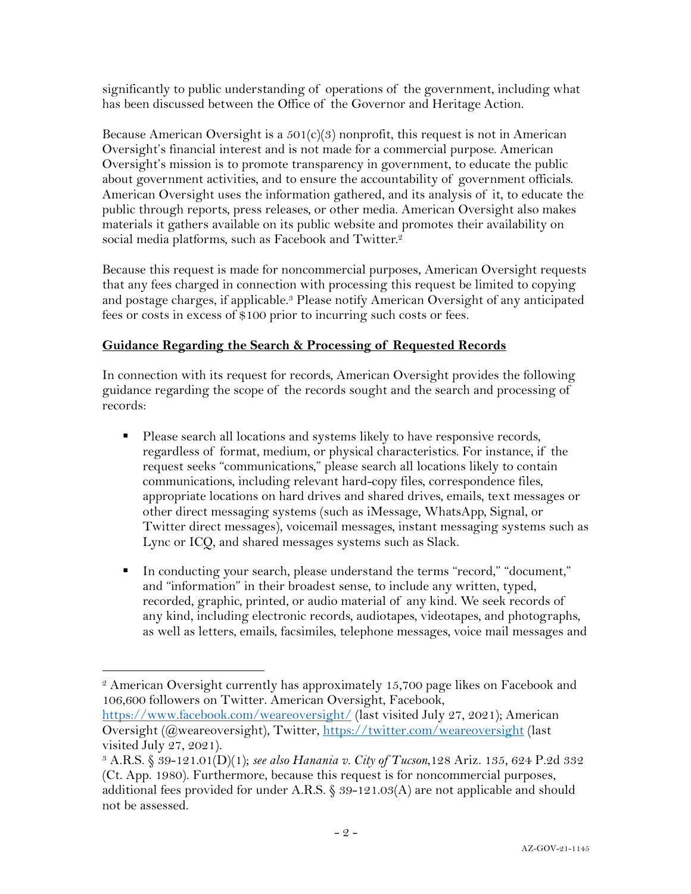significantly to public understanding of operations of the government, including what has been discussed between the Office of the Governor and Heritage Action.

Because American Oversight is a 501(c)(3) nonprofit, this request is not in American Oversight's financial interest and is not made for a commercial purpose. American Oversight's mission is to promote transparency in government, to educate the public about government activities, and to ensure the accountability of government officials. American Oversight uses the information gathered, and its analysis of it, to educate the public through reports, press releases, or other media. American Oversight also makes materials it gathers available on its public website and promotes their availability on social media platforms, such as Facebook and Twitter.[2]

Because this request is made for noncommercial purposes, American Oversight requests that any fees charged in connection with processing this request be limited to copying and postage charges, if applicable.[3] Please notify American Oversight of any anticipated fees or costs in excess of $100 prior to incurring such costs or fees.

**Guidance Regarding the Search & Processing of Requested Records**

In connection with its request for records, American Oversight provides the following guidance regarding the scope of the records sought and the search and processing of records:

- Please search all locations and systems likely to have responsive records, regardless of format, medium, or physical characteristics. For instance, if the request seeks "communications," please search all locations likely to contain communications, including relevant hard-copy files, correspondence files, appropriate locations on hard drives and shared drives, emails, text messages or other direct messaging systems (such as iMessage, WhatsApp, Signal, or Twitter direct messages), voicemail messages, instant messaging systems such as Lync or ICQ, and shared messages systems such as Slack.

- In conducting your search, please understand the terms "record," "document," and "information" in their broadest sense, to include any written, typed, recorded, graphic, printed, or audio material of any kind. We seek records of any kind, including electronic records, audiotapes, videotapes, and photographs, as well as letters, emails, facsimiles, telephone messages, voice mail messages and

---

[2] American Oversight currently has approximately 15,700 page likes on Facebook and 106,600 followers on Twitter. American Oversight, Facebook, https://www.facebook.com/weareoversight/ (last visited July 27, 2021); American Oversight (@weareoversight), Twitter, https://twitter.com/weareoversight (last visited July 27, 2021).

[3] A.R.S. § 39-121.01(D)(1); *see also Hanania v. City of Tucson*,128 Ariz. 135, 624 P.2d 332 (Ct. App. 1980). Furthermore, because this request is for noncommercial purposes, additional fees provided for under A.R.S. § 39-121.03(A) are not applicable and should not be assessed.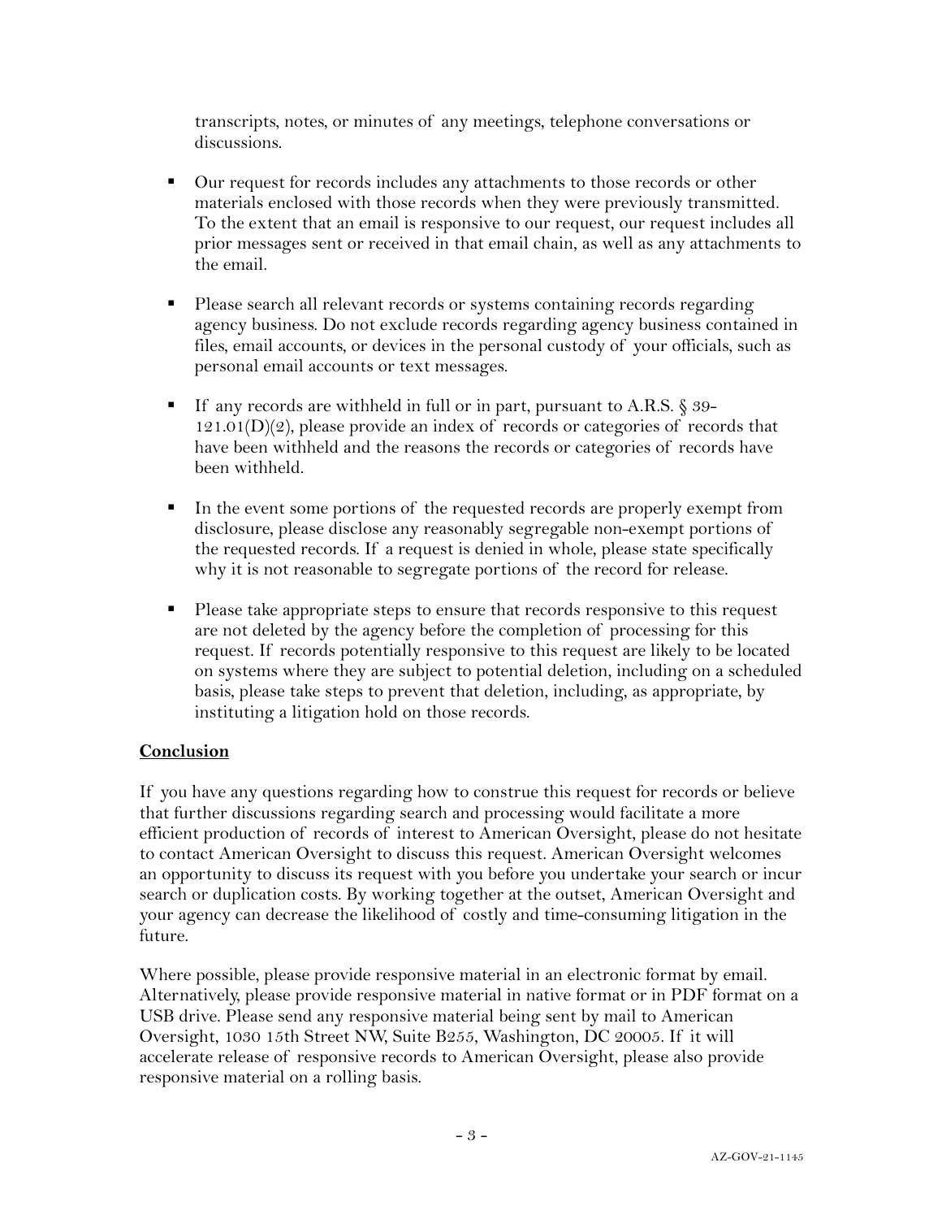transcripts, notes, or minutes of any meetings, telephone conversations or discussions.

- Our request for records includes any attachments to those records or other materials enclosed with those records when they were previously transmitted. To the extent that an email is responsive to our request, our request includes all prior messages sent or received in that email chain, as well as any attachments to the email.

- Please search all relevant records or systems containing records regarding agency business. Do not exclude records regarding agency business contained in files, email accounts, or devices in the personal custody of your officials, such as personal email accounts or text messages.

- If any records are withheld in full or in part, pursuant to A.R.S. § 39-121.01(D)(2), please provide an index of records or categories of records that have been withheld and the reasons the records or categories of records have been withheld.

- In the event some portions of the requested records are properly exempt from disclosure, please disclose any reasonably segregable non-exempt portions of the requested records. If a request is denied in whole, please state specifically why it is not reasonable to segregate portions of the record for release.

- Please take appropriate steps to ensure that records responsive to this request are not deleted by the agency before the completion of processing for this request. If records potentially responsive to this request are likely to be located on systems where they are subject to potential deletion, including on a scheduled basis, please take steps to prevent that deletion, including, as appropriate, by instituting a litigation hold on those records.

**Conclusion**

If you have any questions regarding how to construe this request for records or believe that further discussions regarding search and processing would facilitate a more efficient production of records of interest to American Oversight, please do not hesitate to contact American Oversight to discuss this request. American Oversight welcomes an opportunity to discuss its request with you before you undertake your search or incur search or duplication costs. By working together at the outset, American Oversight and your agency can decrease the likelihood of costly and time-consuming litigation in the future.

Where possible, please provide responsive material in an electronic format by email. Alternatively, please provide responsive material in native format or in PDF format on a USB drive. Please send any responsive material being sent by mail to American Oversight, 1030 15th Street NW, Suite B255, Washington, DC 20005. If it will accelerate release of responsive records to American Oversight, please also provide responsive material on a rolling basis.

AZ-GOV-21-1145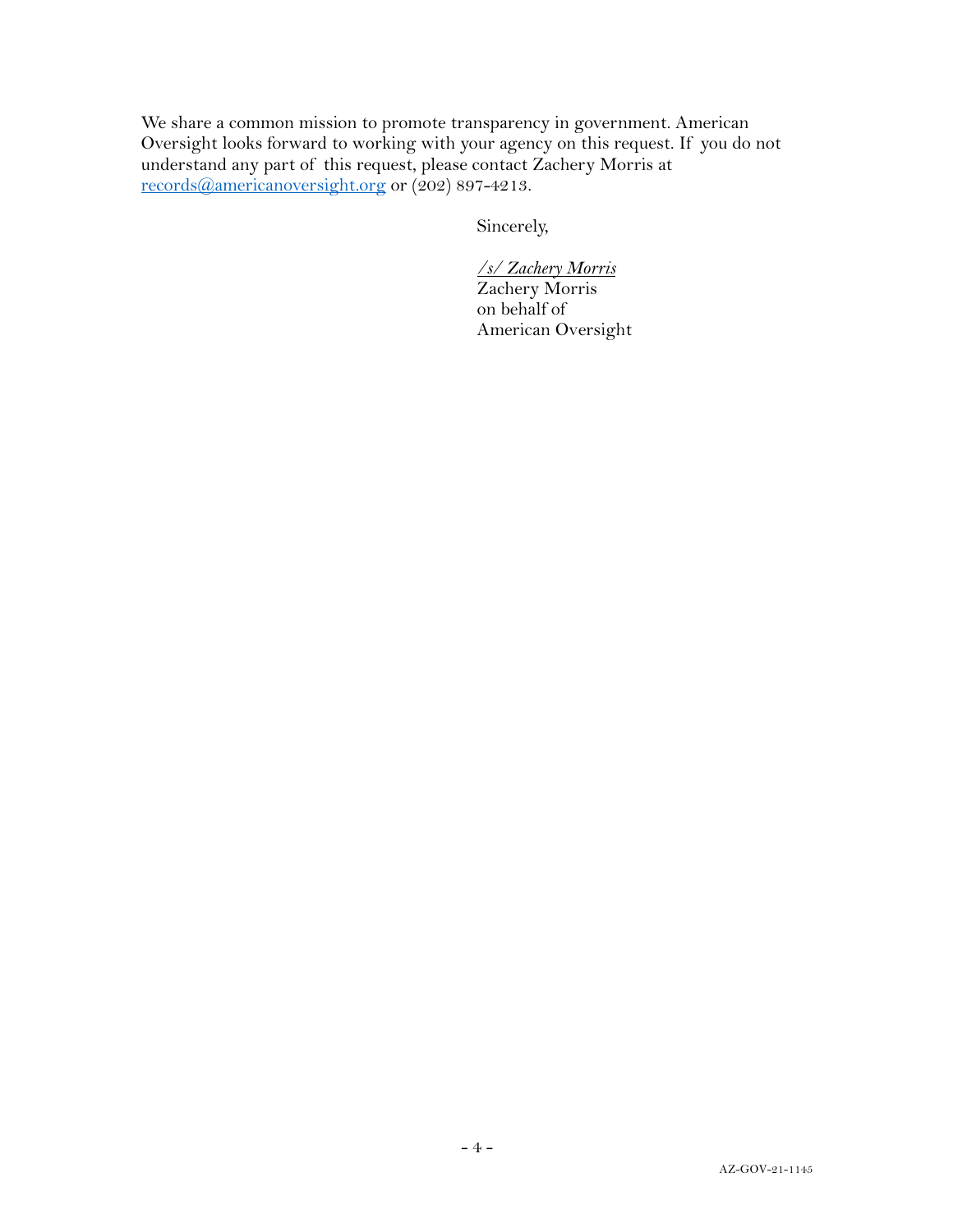We share a common mission to promote transparency in government. American Oversight looks forward to working with your agency on this request. If you do not understand any part of this request, please contact Zachery Morris at [records@americanoversight.org](mailto:records@americanoversight.org) or (202) 897-4213.

Sincerely,

*/s/ Zachery Morris*
Zachery Morris
on behalf of
American Oversight

AZ-GOV-21-1145